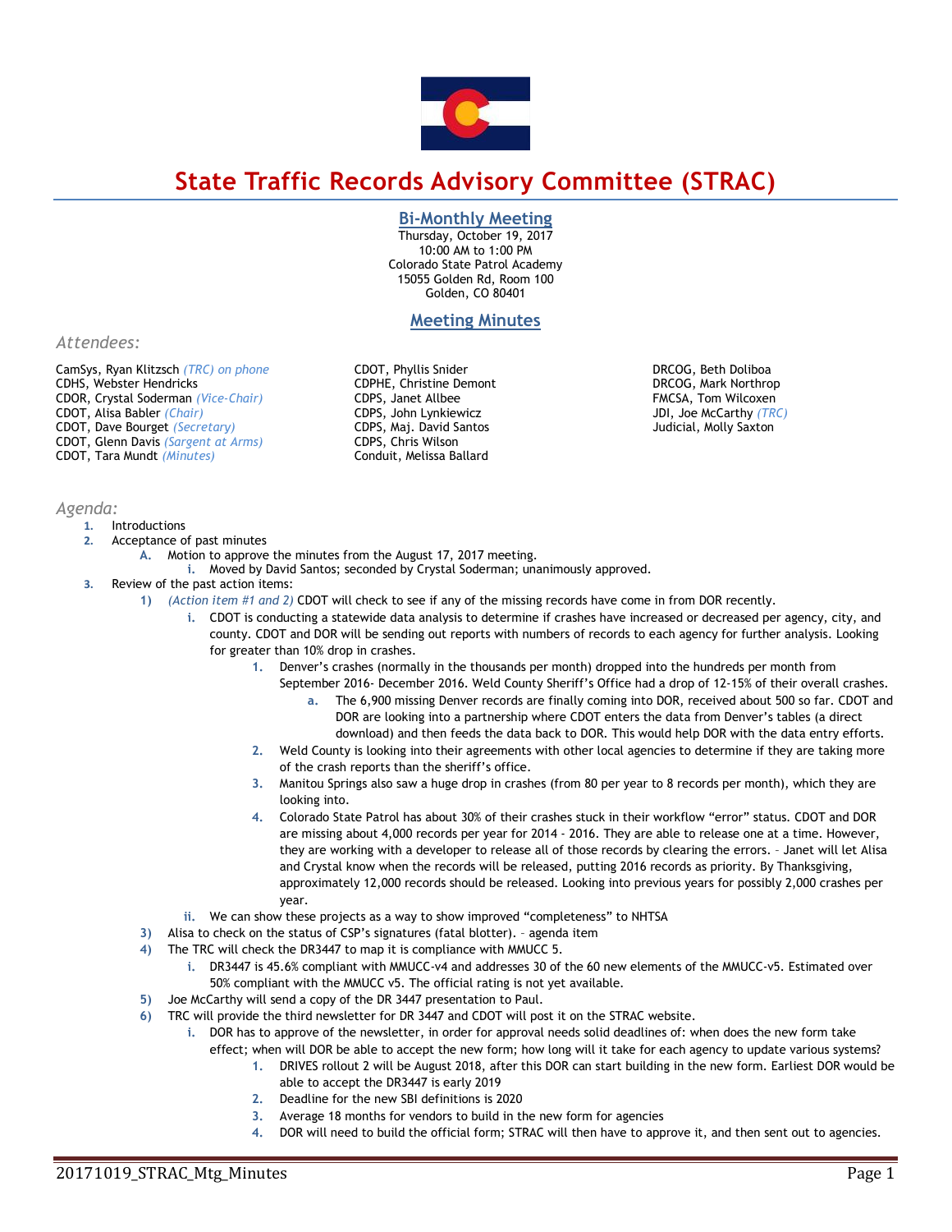# State Traffic Records Advisory Committee (STRAC)

## Bi-Monthly Meeting

Thursday, October 19, 2017
10:00 AM to 1:00 PM
Colorado State Patrol Academy
15055 Golden Rd, Room 100
Golden, CO 80401

## Meeting Minutes

### Attendees:

CamSys, Ryan Klitzsch *(TRC) on phone*
CDHS, Webster Hendricks
CDOR, Crystal Soderman *(Vice-Chair)*
CDOT, Alisa Babler *(Chair)*
CDOT, Dave Bourget *(Secretary)*
CDOT, Glenn Davis *(Sargent at Arms)*
CDOT, Tara Mundt *(Minutes)*
CDOT, Phyllis Snider
CDPHE, Christine Demont
CDPS, Janet Allbee
CDPS, John Lynkiewicz
CDPS, Maj. David Santos
CDPS, Chris Wilson
Conduit, Melissa Ballard
DRCOG, Beth Doliboa
DRCOG, Mark Northrop
FMCSA, Tom Wilcoxen
JDI, Joe McCarthy *(TRC)*
Judicial, Molly Saxton

### Agenda:

1. Introductions
2. Acceptance of past minutes
   - A. Motion to approve the minutes from the August 17, 2017 meeting.
     - i. Moved by David Santos; seconded by Crystal Soderman; unanimously approved.
3. Review of the past action items:
   - 1) *(Action item #1 and 2)* CDOT will check to see if any of the missing records have come in from DOR recently.
     - i. CDOT is conducting a statewide data analysis to determine if crashes have increased or decreased per agency, city, and county. CDOT and DOR will be sending out reports with numbers of records to each agency for further analysis. Looking for greater than 10% drop in crashes.
       1. Denver's crashes (normally in the thousands per month) dropped into the hundreds per month from September 2016- December 2016. Weld County Sheriff's Office had a drop of 12-15% of their overall crashes.
          - a. The 6,900 missing Denver records are finally coming into DOR, received about 500 so far. CDOT and DOR are looking into a partnership where CDOT enters the data from Denver's tables (a direct download) and then feeds the data back to DOR. This would help DOR with the data entry efforts.
       2. Weld County is looking into their agreements with other local agencies to determine if they are taking more of the crash reports than the sheriff's office.
       3. Manitou Springs also saw a huge drop in crashes (from 80 per year to 8 records per month), which they are looking into.
       4. Colorado State Patrol has about 30% of their crashes stuck in their workflow "error" status. CDOT and DOR are missing about 4,000 records per year for 2014 - 2016. They are able to release one at a time. However, they are working with a developer to release all of those records by clearing the errors. – Janet will let Alisa and Crystal know when the records will be released, putting 2016 records as priority. By Thanksgiving, approximately 12,000 records should be released. Looking into previous years for possibly 2,000 crashes per year.
     - ii. We can show these projects as a way to show improved "completeness" to NHTSA
   - 3) Alisa to check on the status of CSP's signatures (fatal blotter). – agenda item
   - 4) The TRC will check the DR3447 to map it is compliance with MMUCC 5.
     - i. DR3447 is 45.6% compliant with MMUCC-v4 and addresses 30 of the 60 new elements of the MMUCC-v5. Estimated over 50% compliant with the MMUCC v5. The official rating is not yet available.
   - 5) Joe McCarthy will send a copy of the DR 3447 presentation to Paul.
   - 6) TRC will provide the third newsletter for DR 3447 and CDOT will post it on the STRAC website.
     - i. DOR has to approve of the newsletter, in order for approval needs solid deadlines of: when does the new form take effect; when will DOR be able to accept the new form; how long will it take for each agency to update various systems?
       1. DRIVES rollout 2 will be August 2018, after this DOR can start building in the new form. Earliest DOR would be able to accept the DR3447 is early 2019
       2. Deadline for the new SBI definitions is 2020
       3. Average 18 months for vendors to build in the new form for agencies
       4. DOR will need to build the official form; STRAC will then have to approve it, and then sent out to agencies.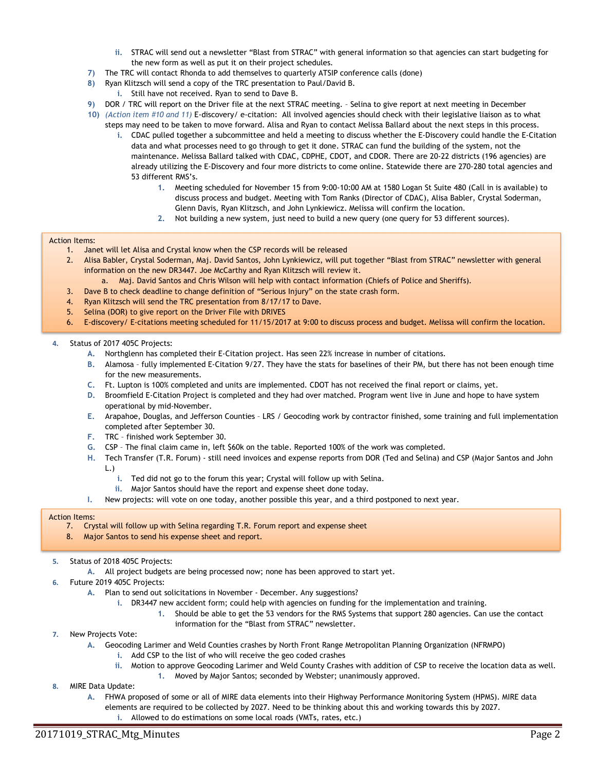ii. STRAC will send out a newsletter "Blast from STRAC" with general information so that agencies can start budgeting for the new form as well as put it on their project schedules.

7) The TRC will contact Rhonda to add themselves to quarterly ATSIP conference calls (done)

8) Ryan Klitzsch will send a copy of the TRC presentation to Paul/David B.
   - i. Still have not received. Ryan to send to Dave B.

9) DOR / TRC will report on the Driver file at the next STRAC meeting. – Selina to give report at next meeting in December

10) *(Action item #10 and 11)* E-discovery/ e-citation: All involved agencies should check with their legislative liaison as to what steps may need to be taken to move forward. Alisa and Ryan to contact Melissa Ballard about the next steps in this process.
   - i. CDAC pulled together a subcommittee and held a meeting to discuss whether the E-Discovery could handle the E-Citation data and what processes need to go through to get it done. STRAC can fund the building of the system, not the maintenance. Melissa Ballard talked with CDAC, CDPHE, CDOT, and CDOR. There are 20-22 districts (196 agencies) are already utilizing the E-Discovery and four more districts to come online. Statewide there are 270-280 total agencies and 53 different RMS's.
     1. Meeting scheduled for November 15 from 9:00-10:00 AM at 1580 Logan St Suite 480 (Call in is available) to discuss process and budget. Meeting with Tom Ranks (Director of CDAC), Alisa Babler, Crystal Soderman, Glenn Davis, Ryan Klitzsch, and John Lynkiewicz. Melissa will confirm the location.
     2. Not building a new system, just need to build a new query (one query for 53 different sources).

Action Items:

1. Janet will let Alisa and Crystal know when the CSP records will be released
2. Alisa Babler, Crystal Soderman, Maj. David Santos, John Lynkiewicz, will put together "Blast from STRAC" newsletter with general information on the new DR3447. Joe McCarthy and Ryan Klitzsch will review it.
   a. Maj. David Santos and Chris Wilson will help with contact information (Chiefs of Police and Sheriffs).
3. Dave B to check deadline to change definition of "Serious Injury" on the state crash form.
4. Ryan Klitzsch will send the TRC presentation from 8/17/17 to Dave.
5. Selina (DOR) to give report on the Driver File with DRIVES
6. E-discovery/ E-citations meeting scheduled for 11/15/2017 at 9:00 to discuss process and budget. Melissa will confirm the location.

4. Status of 2017 405C Projects:
   - A. Northglenn has completed their E-Citation project. Has seen 22% increase in number of citations.
   - B. Alamosa – fully implemented E-Citation 9/27. They have the stats for baselines of their PM, but there has not been enough time for the new measurements.
   - C. Ft. Lupton is 100% completed and units are implemented. CDOT has not received the final report or claims, yet.
   - D. Broomfield E-Citation Project is completed and they had over matched. Program went live in June and hope to have system operational by mid-November.
   - E. Arapahoe, Douglas, and Jefferson Counties – LRS / Geocoding work by contractor finished, some training and full implementation completed after September 30.
   - F. TRC – finished work September 30.
   - G. CSP – The final claim came in, left $60k on the table. Reported 100% of the work was completed.
   - H. Tech Transfer (T.R. Forum) - still need invoices and expense reports from DOR (Ted and Selina) and CSP (Major Santos and John L.)
     - i. Ted did not go to the forum this year; Crystal will follow up with Selina.
     - ii. Major Santos should have the report and expense sheet done today.
   - I. New projects: will vote on one today, another possible this year, and a third postponed to next year.

Action Items:

7. Crystal will follow up with Selina regarding T.R. Forum report and expense sheet
8. Major Santos to send his expense sheet and report.

5. Status of 2018 405C Projects:
   - A. All project budgets are being processed now; none has been approved to start yet.
6. Future 2019 405C Projects:
   - A. Plan to send out solicitations in November - December. Any suggestions?
     - i. DR3447 new accident form; could help with agencies on funding for the implementation and training.
       1. Should be able to get the 53 vendors for the RMS Systems that support 280 agencies. Can use the contact information for the "Blast from STRAC" newsletter.
7. New Projects Vote:
   - A. Geocoding Larimer and Weld Counties crashes by North Front Range Metropolitan Planning Organization (NFRMPO)
     - i. Add CSP to the list of who will receive the geo coded crashes
     - ii. Motion to approve Geocoding Larimer and Weld County Crashes with addition of CSP to receive the location data as well.
       1. Moved by Major Santos; seconded by Webster; unanimously approved.
8. MIRE Data Update:
   - A. FHWA proposed of some or all of MIRE data elements into their Highway Performance Monitoring System (HPMS). MIRE data elements are required to be collected by 2027. Need to be thinking about this and working towards this by 2027.
     - i. Allowed to do estimations on some local roads (VMTs, rates, etc.)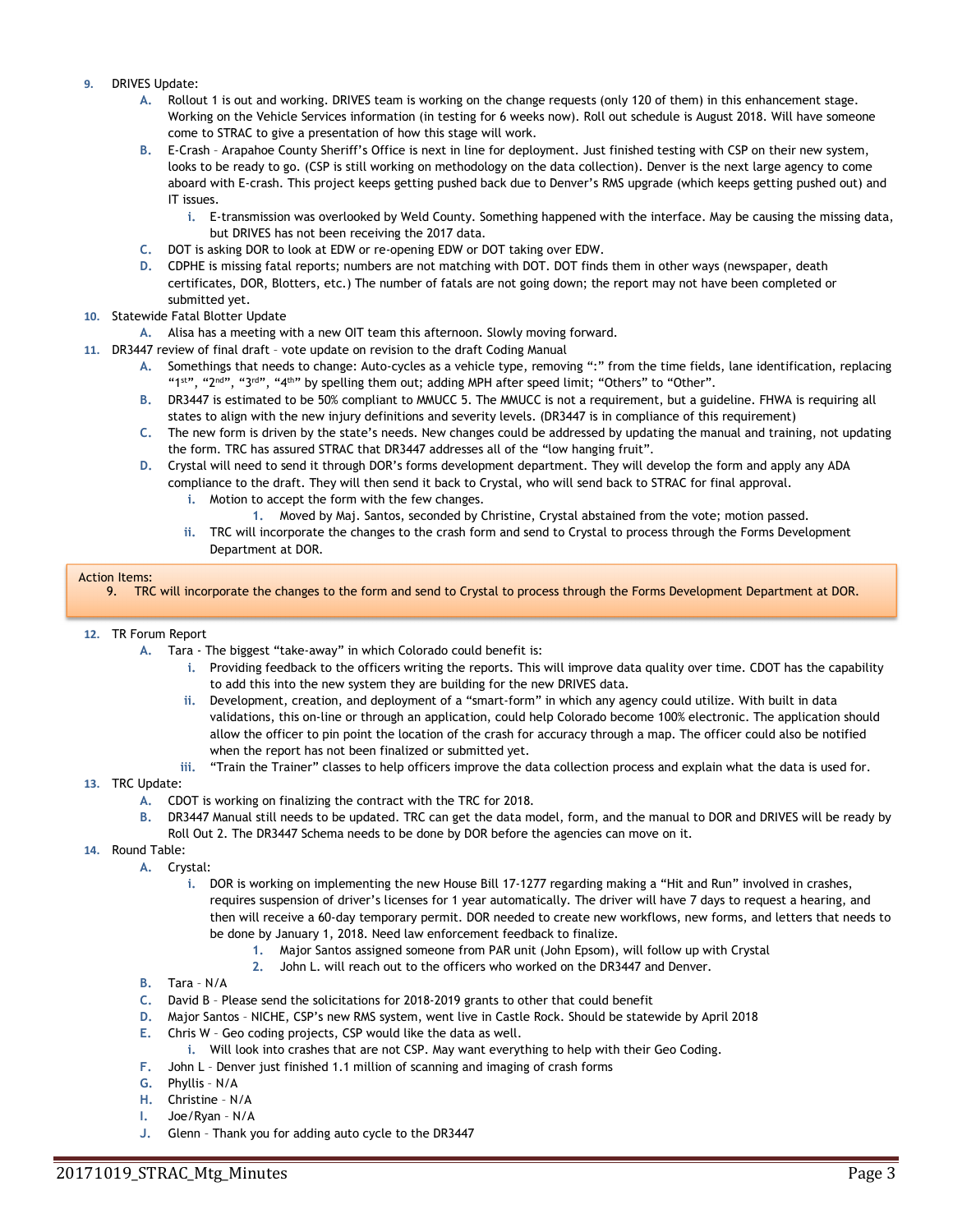9. DRIVES Update:
   - A. Rollout 1 is out and working. DRIVES team is working on the change requests (only 120 of them) in this enhancement stage. Working on the Vehicle Services information (in testing for 6 weeks now). Roll out schedule is August 2018. Will have someone come to STRAC to give a presentation of how this stage will work.
   - B. E-Crash – Arapahoe County Sheriff's Office is next in line for deployment. Just finished testing with CSP on their new system, looks to be ready to go. (CSP is still working on methodology on the data collection). Denver is the next large agency to come aboard with E-crash. This project keeps getting pushed back due to Denver's RMS upgrade (which keeps getting pushed out) and IT issues.
     - i. E-transmission was overlooked by Weld County. Something happened with the interface. May be causing the missing data, but DRIVES has not been receiving the 2017 data.
   - C. DOT is asking DOR to look at EDW or re-opening EDW or DOT taking over EDW.
   - D. CDPHE is missing fatal reports; numbers are not matching with DOT. DOT finds them in other ways (newspaper, death certificates, DOR, Blotters, etc.) The number of fatals are not going down; the report may not have been completed or submitted yet.
10. Statewide Fatal Blotter Update
    - A. Alisa has a meeting with a new OIT team this afternoon. Slowly moving forward.
11. DR3447 review of final draft – vote update on revision to the draft Coding Manual
    - A. Somethings that needs to change: Auto-cycles as a vehicle type, removing ":" from the time fields, lane identification, replacing "1st", "2nd", "3rd", "4th" by spelling them out; adding MPH after speed limit; "Others" to "Other".
    - B. DR3447 is estimated to be 50% compliant to MMUCC 5. The MMUCC is not a requirement, but a guideline. FHWA is requiring all states to align with the new injury definitions and severity levels. (DR3447 is in compliance of this requirement)
    - C. The new form is driven by the state's needs. New changes could be addressed by updating the manual and training, not updating the form. TRC has assured STRAC that DR3447 addresses all of the "low hanging fruit".
    - D. Crystal will need to send it through DOR's forms development department. They will develop the form and apply any ADA compliance to the draft. They will then send it back to Crystal, who will send back to STRAC for final approval.
      - i. Motion to accept the form with the few changes.
        1. Moved by Maj. Santos, seconded by Christine, Crystal abstained from the vote; motion passed.
      - ii. TRC will incorporate the changes to the crash form and send to Crystal to process through the Forms Development Department at DOR.

> Action Items:
> 9. TRC will incorporate the changes to the form and send to Crystal to process through the Forms Development Department at DOR.

12. TR Forum Report
    - A. Tara - The biggest "take-away" in which Colorado could benefit is:
      - i. Providing feedback to the officers writing the reports. This will improve data quality over time. CDOT has the capability to add this into the new system they are building for the new DRIVES data.
      - ii. Development, creation, and deployment of a "smart-form" in which any agency could utilize. With built in data validations, this on-line or through an application, could help Colorado become 100% electronic. The application should allow the officer to pin point the location of the crash for accuracy through a map. The officer could also be notified when the report has not been finalized or submitted yet.
      - iii. "Train the Trainer" classes to help officers improve the data collection process and explain what the data is used for.
13. TRC Update:
    - A. CDOT is working on finalizing the contract with the TRC for 2018.
    - B. DR3447 Manual still needs to be updated. TRC can get the data model, form, and the manual to DOR and DRIVES will be ready by Roll Out 2. The DR3447 Schema needs to be done by DOR before the agencies can move on it.
14. Round Table:
    - A. Crystal:
      - i. DOR is working on implementing the new House Bill 17-1277 regarding making a "Hit and Run" involved in crashes, requires suspension of driver's licenses for 1 year automatically. The driver will have 7 days to request a hearing, and then will receive a 60-day temporary permit. DOR needed to create new workflows, new forms, and letters that needs to be done by January 1, 2018. Need law enforcement feedback to finalize.
        1. Major Santos assigned someone from PAR unit (John Epsom), will follow up with Crystal
        2. John L. will reach out to the officers who worked on the DR3447 and Denver.
    - B. Tara – N/A
    - C. David B – Please send the solicitations for 2018-2019 grants to other that could benefit
    - D. Major Santos – NICHE, CSP's new RMS system, went live in Castle Rock. Should be statewide by April 2018
    - E. Chris W – Geo coding projects, CSP would like the data as well.
      - i. Will look into crashes that are not CSP. May want everything to help with their Geo Coding.
    - F. John L – Denver just finished 1.1 million of scanning and imaging of crash forms
    - G. Phyllis – N/A
    - H. Christine – N/A
    - I. Joe/Ryan – N/A
    - J. Glenn – Thank you for adding auto cycle to the DR3447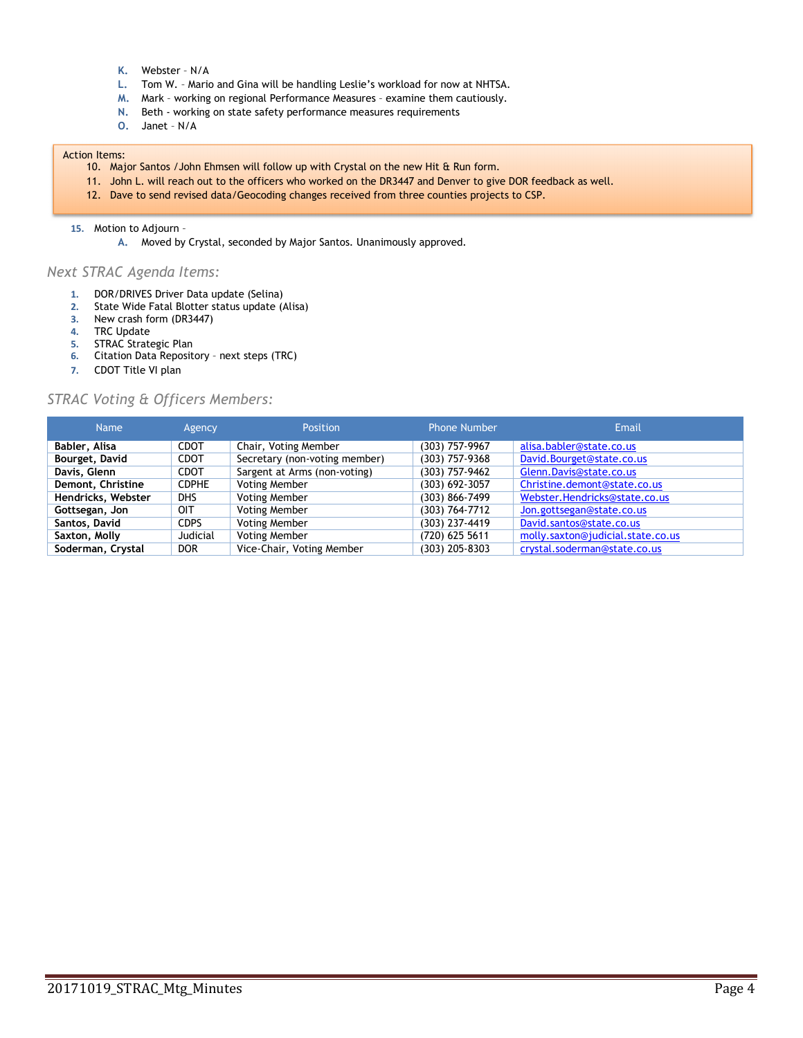K. Webster – N/A
L. Tom W. – Mario and Gina will be handling Leslie's workload for now at NHTSA.
M. Mark – working on regional Performance Measures – examine them cautiously.
N. Beth - working on state safety performance measures requirements
O. Janet – N/A

Action Items:

10. Major Santos /John Ehmsen will follow up with Crystal on the new Hit & Run form.
11. John L. will reach out to the officers who worked on the DR3447 and Denver to give DOR feedback as well.
12. Dave to send revised data/Geocoding changes received from three counties projects to CSP.

15. Motion to Adjourn –
    A. Moved by Crystal, seconded by Major Santos. Unanimously approved.

## *Next STRAC Agenda Items:*

1. DOR/DRIVES Driver Data update (Selina)
2. State Wide Fatal Blotter status update (Alisa)
3. New crash form (DR3447)
4. TRC Update
5. STRAC Strategic Plan
6. Citation Data Repository – next steps (TRC)
7. CDOT Title VI plan

## *STRAC Voting & Officers Members:*

| Name | Agency | Position | Phone Number | Email |
|---|---|---|---|---|
| **Babler, Alisa** | CDOT | Chair, Voting Member | (303) 757-9967 | alisa.babler@state.co.us |
| **Bourget, David** | CDOT | Secretary (non-voting member) | (303) 757-9368 | David.Bourget@state.co.us |
| **Davis, Glenn** | CDOT | Sargent at Arms (non-voting) | (303) 757-9462 | Glenn.Davis@state.co.us |
| **Demont, Christine** | CDPHE | Voting Member | (303) 692-3057 | Christine.demont@state.co.us |
| **Hendricks, Webster** | DHS | Voting Member | (303) 866-7499 | Webster.Hendricks@state.co.us |
| **Gottsegan, Jon** | OIT | Voting Member | (303) 764-7712 | Jon.gottsegan@state.co.us |
| **Santos, David** | CDPS | Voting Member | (303) 237-4419 | David.santos@state.co.us |
| **Saxton, Molly** | Judicial | Voting Member | (720) 625 5611 | molly.saxton@judicial.state.co.us |
| **Soderman, Crystal** | DOR | Vice-Chair, Voting Member | (303) 205-8303 | crystal.soderman@state.co.us |